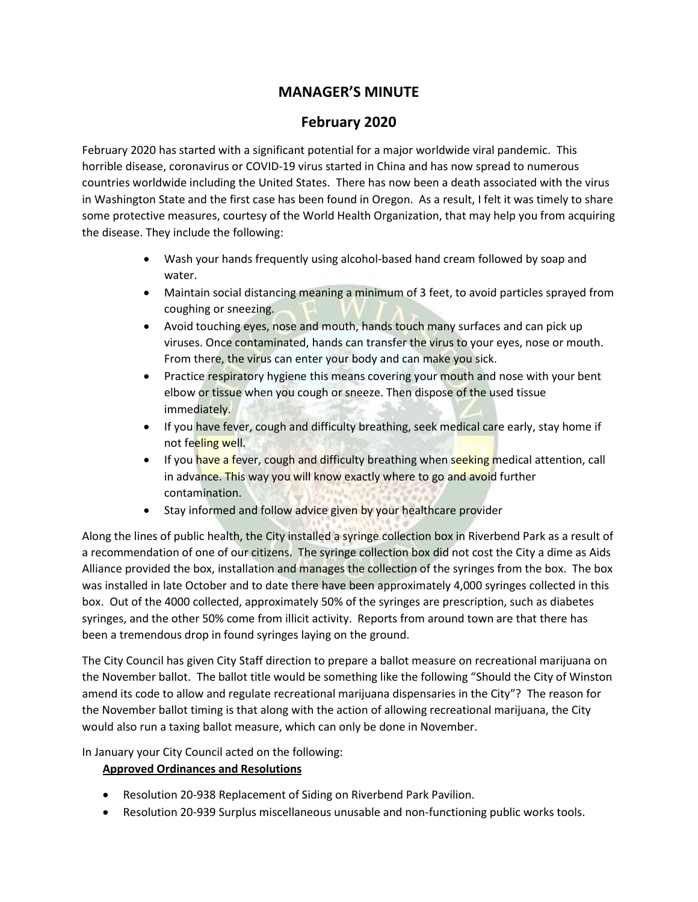# MANAGER'S MINUTE

## February 2020

February 2020 has started with a significant potential for a major worldwide viral pandemic. This horrible disease, coronavirus or COVID-19 virus started in China and has now spread to numerous countries worldwide including the United States. There has now been a death associated with the virus in Washington State and the first case has been found in Oregon. As a result, I felt it was timely to share some protective measures, courtesy of the World Health Organization, that may help you from acquiring the disease. They include the following:

- Wash your hands frequently using alcohol-based hand cream followed by soap and water.
- Maintain social distancing meaning a minimum of 3 feet, to avoid particles sprayed from coughing or sneezing.
- Avoid touching eyes, nose and mouth, hands touch many surfaces and can pick up viruses. Once contaminated, hands can transfer the virus to your eyes, nose or mouth. From there, the virus can enter your body and can make you sick.
- Practice respiratory hygiene this means covering your mouth and nose with your bent elbow or tissue when you cough or sneeze. Then dispose of the used tissue immediately.
- If you have fever, cough and difficulty breathing, seek medical care early, stay home if not feeling well.
- If you have a fever, cough and difficulty breathing when seeking medical attention, call in advance. This way you will know exactly where to go and avoid further contamination.
- Stay informed and follow advice given by your healthcare provider

Along the lines of public health, the City installed a syringe collection box in Riverbend Park as a result of a recommendation of one of our citizens. The syringe collection box did not cost the City a dime as Aids Alliance provided the box, installation and manages the collection of the syringes from the box. The box was installed in late October and to date there have been approximately 4,000 syringes collected in this box. Out of the 4000 collected, approximately 50% of the syringes are prescription, such as diabetes syringes, and the other 50% come from illicit activity. Reports from around town are that there has been a tremendous drop in found syringes laying on the ground.

The City Council has given City Staff direction to prepare a ballot measure on recreational marijuana on the November ballot. The ballot title would be something like the following "Should the City of Winston amend its code to allow and regulate recreational marijuana dispensaries in the City"? The reason for the November ballot timing is that along with the action of allowing recreational marijuana, the City would also run a taxing ballot measure, which can only be done in November.

In January your City Council acted on the following:

**Approved Ordinances and Resolutions**

- Resolution 20-938 Replacement of Siding on Riverbend Park Pavilion.
- Resolution 20-939 Surplus miscellaneous unusable and non-functioning public works tools.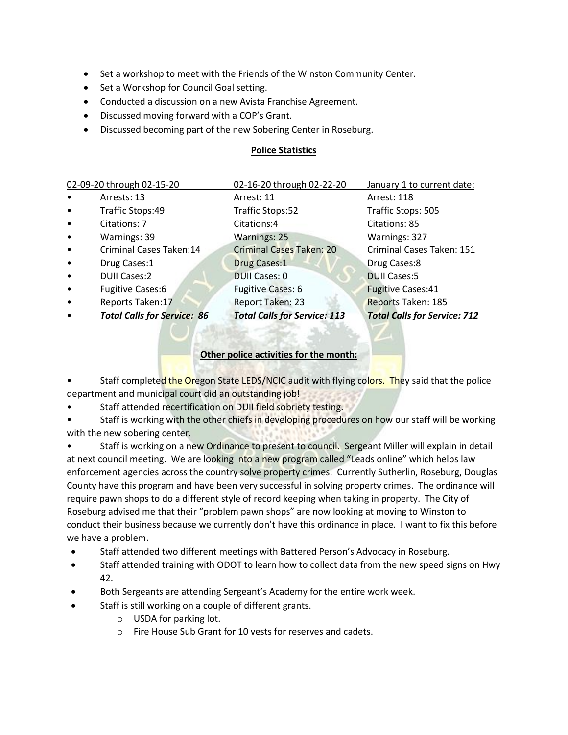- Set a workshop to meet with the Friends of the Winston Community Center.
- Set a Workshop for Council Goal setting.
- Conducted a discussion on a new Avista Franchise Agreement.
- Discussed moving forward with a COP's Grant.
- Discussed becoming part of the new Sobering Center in Roseburg.

## Police Statistics

| 02-09-20 through 02-15-20 | 02-16-20 through 02-22-20 | January 1 to current date: |
|---|---|---|
| Arrests: 13 | Arrest: 11 | Arrest: 118 |
| Traffic Stops:49 | Traffic Stops:52 | Traffic Stops: 505 |
| Citations: 7 | Citations:4 | Citations: 85 |
| Warnings: 39 | Warnings: 25 | Warnings: 327 |
| Criminal Cases Taken:14 | Criminal Cases Taken: 20 | Criminal Cases Taken: 151 |
| Drug Cases:1 | Drug Cases:1 | Drug Cases:8 |
| DUII Cases:2 | DUII Cases: 0 | DUII Cases:5 |
| Fugitive Cases:6 | Fugitive Cases: 6 | Fugitive Cases:41 |
| Reports Taken:17 | Report Taken: 23 | Reports Taken: 185 |
| ***Total Calls for Service: 86*** | ***Total Calls for Service: 113*** | ***Total Calls for Service: 712*** |

### Other police activities for the month:

- Staff completed the Oregon State LEDS/NCIC audit with flying colors. They said that the police department and municipal court did an outstanding job!
- Staff attended recertification on DUII field sobriety testing.
- Staff is working with the other chiefs in developing procedures on how our staff will be working with the new sobering center.
- Staff is working on a new Ordinance to present to council. Sergeant Miller will explain in detail at next council meeting. We are looking into a new program called "Leads online" which helps law enforcement agencies across the country solve property crimes. Currently Sutherlin, Roseburg, Douglas County have this program and have been very successful in solving property crimes. The ordinance will require pawn shops to do a different style of record keeping when taking in property. The City of Roseburg advised me that their "problem pawn shops" are now looking at moving to Winston to conduct their business because we currently don't have this ordinance in place. I want to fix this before we have a problem.
- Staff attended two different meetings with Battered Person's Advocacy in Roseburg.
- Staff attended training with ODOT to learn how to collect data from the new speed signs on Hwy 42.
- Both Sergeants are attending Sergeant's Academy for the entire work week.
- Staff is still working on a couple of different grants.
  - USDA for parking lot.
  - Fire House Sub Grant for 10 vests for reserves and cadets.